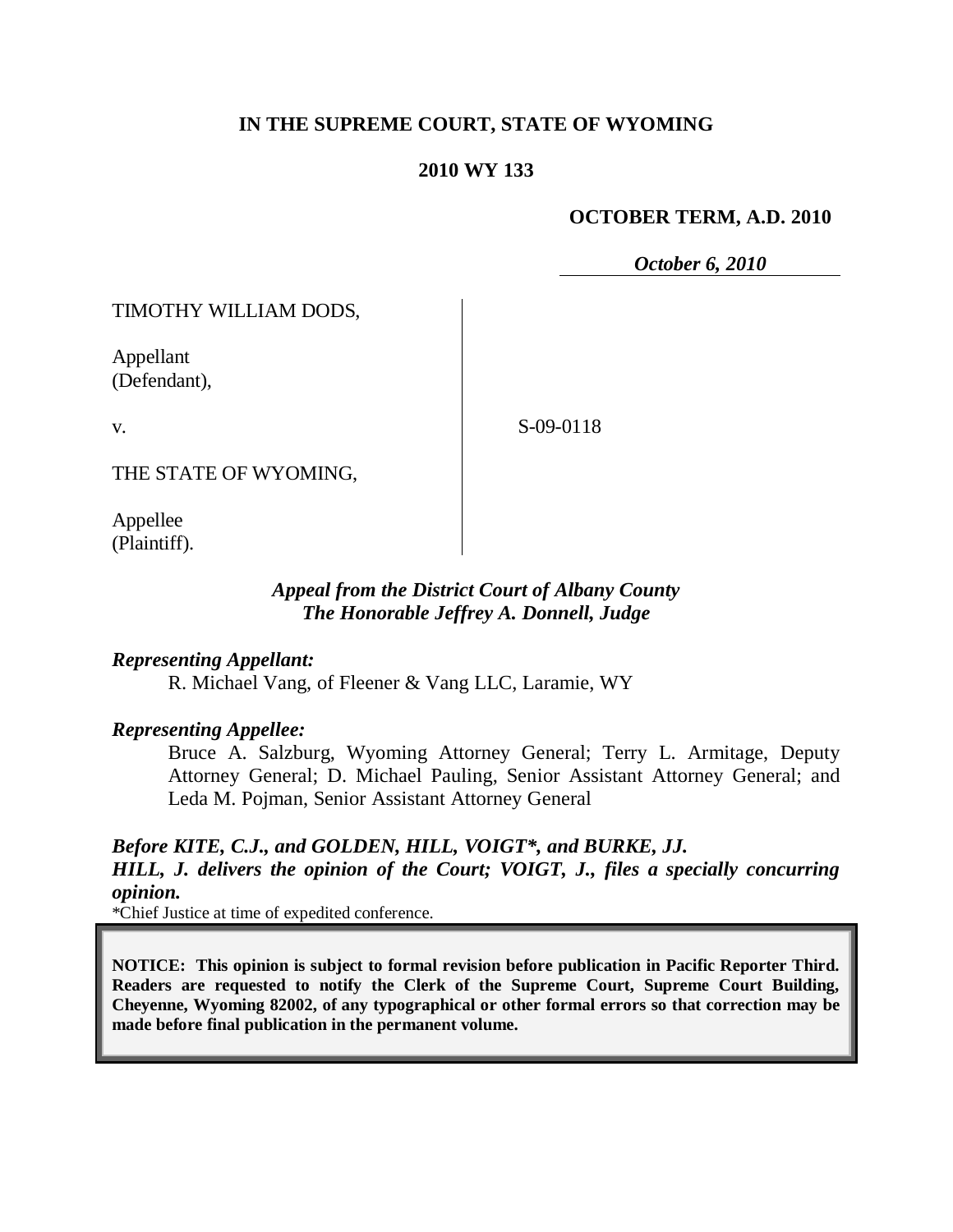**IN THE SUPREME COURT, STATE OF WYOMING**

**2010 WY 133**

**OCTOBER TERM, A.D. 2010**

*October 6, 2010*

TIMOTHY WILLIAM DODS,

Appellant
(Defendant),

v.

S-09-0118

THE STATE OF WYOMING,

Appellee
(Plaintiff).

***Appeal from the District Court of Albany County***
***The Honorable Jeffrey A. Donnell, Judge***

***Representing Appellant:***

R. Michael Vang, of Fleener & Vang LLC, Laramie, WY

***Representing Appellee:***

Bruce A. Salzburg, Wyoming Attorney General; Terry L. Armitage, Deputy Attorney General; D. Michael Pauling, Senior Assistant Attorney General; and Leda M. Pojman, Senior Assistant Attorney General

***Before KITE, C.J., and GOLDEN, HILL, VOIGT\*, and BURKE, JJ.***

***HILL, J. delivers the opinion of the Court; VOIGT, J., files a specially concurring opinion.***

*Chief Justice at time of expedited conference.

**NOTICE: This opinion is subject to formal revision before publication in Pacific Reporter Third. Readers are requested to notify the Clerk of the Supreme Court, Supreme Court Building, Cheyenne, Wyoming 82002, of any typographical or other formal errors so that correction may be made before final publication in the permanent volume.**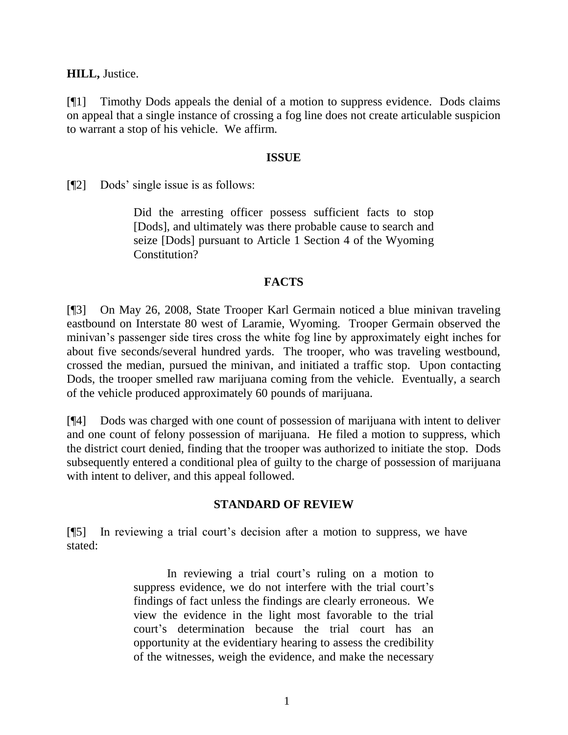**HILL,** Justice.

[¶1] Timothy Dods appeals the denial of a motion to suppress evidence. Dods claims on appeal that a single instance of crossing a fog line does not create articulable suspicion to warrant a stop of his vehicle. We affirm.

## ISSUE

[¶2] Dods' single issue is as follows:

> Did the arresting officer possess sufficient facts to stop [Dods], and ultimately was there probable cause to search and seize [Dods] pursuant to Article 1 Section 4 of the Wyoming Constitution?

## FACTS

[¶3] On May 26, 2008, State Trooper Karl Germain noticed a blue minivan traveling eastbound on Interstate 80 west of Laramie, Wyoming. Trooper Germain observed the minivan's passenger side tires cross the white fog line by approximately eight inches for about five seconds/several hundred yards. The trooper, who was traveling westbound, crossed the median, pursued the minivan, and initiated a traffic stop. Upon contacting Dods, the trooper smelled raw marijuana coming from the vehicle. Eventually, a search of the vehicle produced approximately 60 pounds of marijuana.

[¶4] Dods was charged with one count of possession of marijuana with intent to deliver and one count of felony possession of marijuana. He filed a motion to suppress, which the district court denied, finding that the trooper was authorized to initiate the stop. Dods subsequently entered a conditional plea of guilty to the charge of possession of marijuana with intent to deliver, and this appeal followed.

## STANDARD OF REVIEW

[¶5] In reviewing a trial court's decision after a motion to suppress, we have stated:

> In reviewing a trial court's ruling on a motion to suppress evidence, we do not interfere with the trial court's findings of fact unless the findings are clearly erroneous. We view the evidence in the light most favorable to the trial court's determination because the trial court has an opportunity at the evidentiary hearing to assess the credibility of the witnesses, weigh the evidence, and make the necessary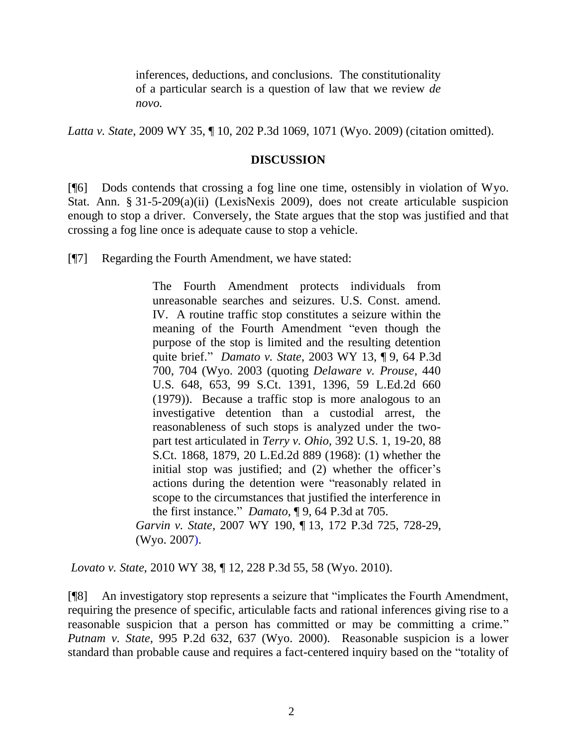> inferences, deductions, and conclusions. The constitutionality of a particular search is a question of law that we review *de novo.*

*Latta v. State*, 2009 WY 35, ¶ 10, 202 P.3d 1069, 1071 (Wyo. 2009) (citation omitted).

## DISCUSSION

[¶6] Dods contends that crossing a fog line one time, ostensibly in violation of Wyo. Stat. Ann. § 31-5-209(a)(ii) (LexisNexis 2009), does not create articulable suspicion enough to stop a driver. Conversely, the State argues that the stop was justified and that crossing a fog line once is adequate cause to stop a vehicle.

[¶7] Regarding the Fourth Amendment, we have stated:

> The Fourth Amendment protects individuals from unreasonable searches and seizures. U.S. Const. amend. IV. A routine traffic stop constitutes a seizure within the meaning of the Fourth Amendment "even though the purpose of the stop is limited and the resulting detention quite brief." *Damato v. State*, 2003 WY 13, ¶ 9, 64 P.3d 700, 704 (Wyo. 2003 (quoting *Delaware v. Prouse*, 440 U.S. 648, 653, 99 S.Ct. 1391, 1396, 59 L.Ed.2d 660 (1979)). Because a traffic stop is more analogous to an investigative detention than a custodial arrest, the reasonableness of such stops is analyzed under the two-part test articulated in *Terry v. Ohio*, 392 U.S. 1, 19-20, 88 S.Ct. 1868, 1879, 20 L.Ed.2d 889 (1968): (1) whether the initial stop was justified; and (2) whether the officer's actions during the detention were "reasonably related in scope to the circumstances that justified the interference in the first instance." *Damato*, ¶ 9, 64 P.3d at 705.
>
> *Garvin v. State*, 2007 WY 190, ¶ 13, 172 P.3d 725, 728-29, (Wyo. 2007).

*Lovato v. State*, 2010 WY 38, ¶ 12, 228 P.3d 55, 58 (Wyo. 2010).

[¶8] An investigatory stop represents a seizure that "implicates the Fourth Amendment, requiring the presence of specific, articulable facts and rational inferences giving rise to a reasonable suspicion that a person has committed or may be committing a crime." *Putnam v. State*, 995 P.2d 632, 637 (Wyo. 2000). Reasonable suspicion is a lower standard than probable cause and requires a fact-centered inquiry based on the "totality of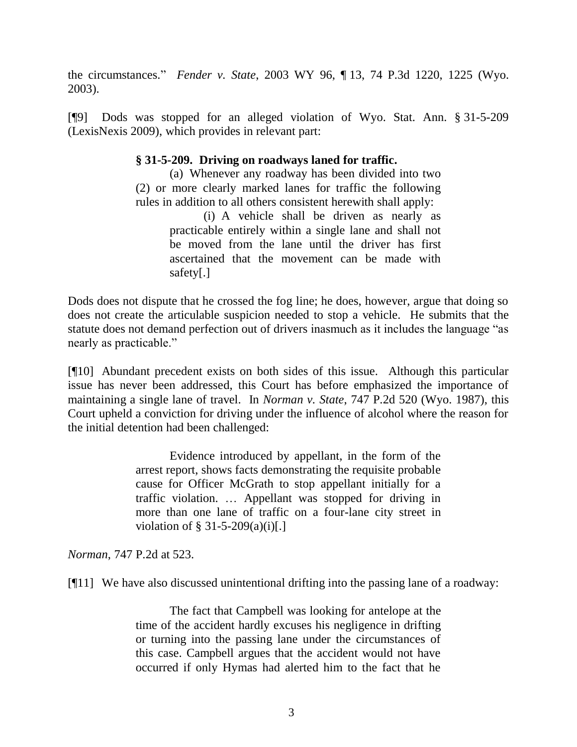the circumstances." *Fender v. State*, 2003 WY 96, ¶ 13, 74 P.3d 1220, 1225 (Wyo. 2003).

[¶9] Dods was stopped for an alleged violation of Wyo. Stat. Ann. § 31-5-209 (LexisNexis 2009), which provides in relevant part:

> **§ 31-5-209. Driving on roadways laned for traffic.**
>
> (a) Whenever any roadway has been divided into two (2) or more clearly marked lanes for traffic the following rules in addition to all others consistent herewith shall apply:
>
> (i) A vehicle shall be driven as nearly as practicable entirely within a single lane and shall not be moved from the lane until the driver has first ascertained that the movement can be made with safety[.]

Dods does not dispute that he crossed the fog line; he does, however, argue that doing so does not create the articulable suspicion needed to stop a vehicle. He submits that the statute does not demand perfection out of drivers inasmuch as it includes the language "as nearly as practicable."

[¶10] Abundant precedent exists on both sides of this issue. Although this particular issue has never been addressed, this Court has before emphasized the importance of maintaining a single lane of travel. In *Norman v. State*, 747 P.2d 520 (Wyo. 1987), this Court upheld a conviction for driving under the influence of alcohol where the reason for the initial detention had been challenged:

> Evidence introduced by appellant, in the form of the arrest report, shows facts demonstrating the requisite probable cause for Officer McGrath to stop appellant initially for a traffic violation. … Appellant was stopped for driving in more than one lane of traffic on a four-lane city street in violation of § 31-5-209(a)(i)[.]

*Norman*, 747 P.2d at 523.

[¶11] We have also discussed unintentional drifting into the passing lane of a roadway:

> The fact that Campbell was looking for antelope at the time of the accident hardly excuses his negligence in drifting or turning into the passing lane under the circumstances of this case. Campbell argues that the accident would not have occurred if only Hymas had alerted him to the fact that he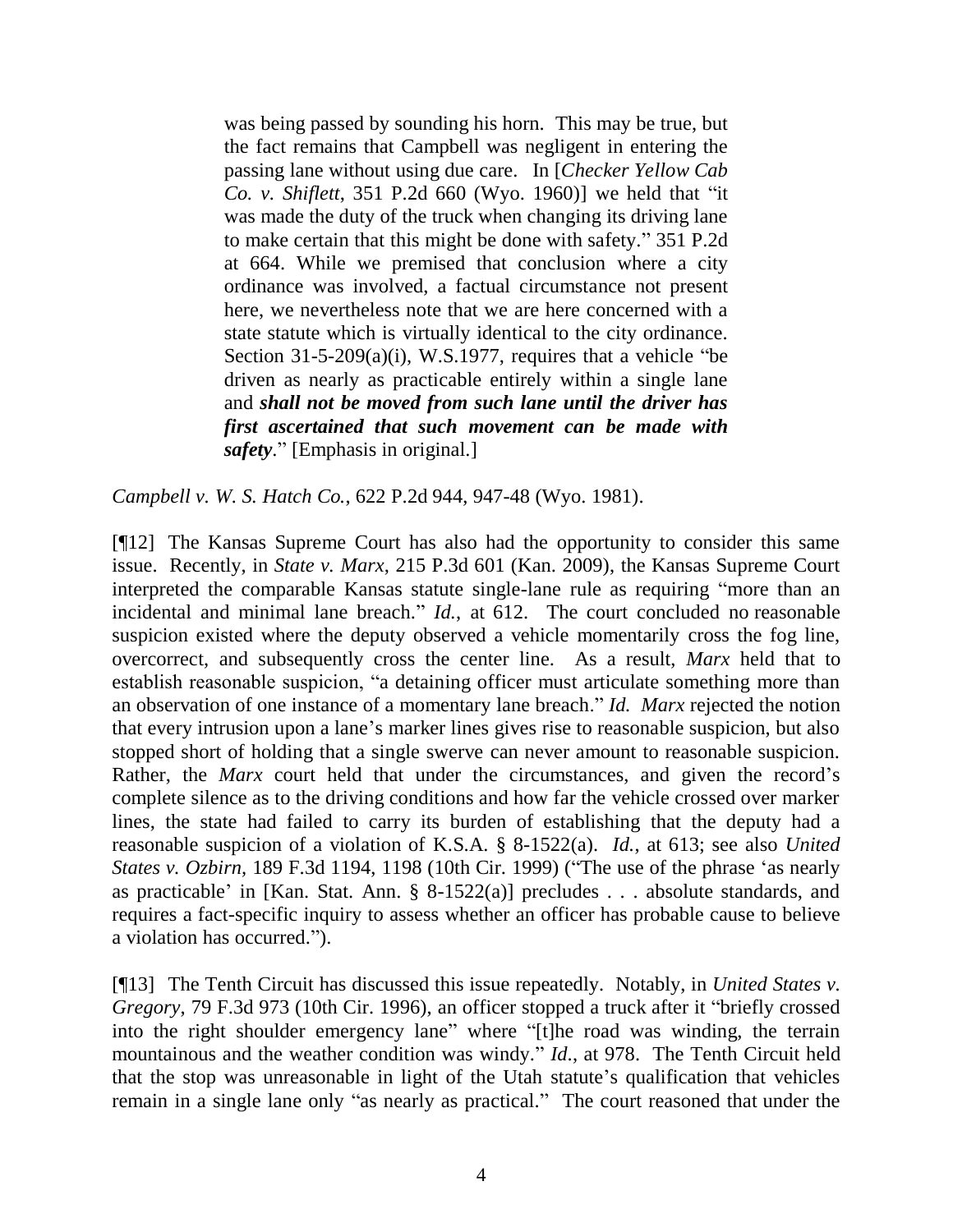> was being passed by sounding his horn. This may be true, but the fact remains that Campbell was negligent in entering the passing lane without using due care. In [*Checker Yellow Cab Co. v. Shiflett*, 351 P.2d 660 (Wyo. 1960)] we held that "it was made the duty of the truck when changing its driving lane to make certain that this might be done with safety." 351 P.2d at 664. While we premised that conclusion where a city ordinance was involved, a factual circumstance not present here, we nevertheless note that we are here concerned with a state statute which is virtually identical to the city ordinance. Section 31-5-209(a)(i), W.S.1977, requires that a vehicle "be driven as nearly as practicable entirely within a single lane and ***shall not be moved from such lane until the driver has first ascertained that such movement can be made with safety***." [Emphasis in original.]

*Campbell v. W. S. Hatch Co.*, 622 P.2d 944, 947-48 (Wyo. 1981).

[¶12] The Kansas Supreme Court has also had the opportunity to consider this same issue. Recently, in *State v. Marx*, 215 P.3d 601 (Kan. 2009), the Kansas Supreme Court interpreted the comparable Kansas statute single-lane rule as requiring "more than an incidental and minimal lane breach." *Id.*, at 612. The court concluded no reasonable suspicion existed where the deputy observed a vehicle momentarily cross the fog line, overcorrect, and subsequently cross the center line. As a result, *Marx* held that to establish reasonable suspicion, "a detaining officer must articulate something more than an observation of one instance of a momentary lane breach." *Id. Marx* rejected the notion that every intrusion upon a lane's marker lines gives rise to reasonable suspicion, but also stopped short of holding that a single swerve can never amount to reasonable suspicion. Rather, the *Marx* court held that under the circumstances, and given the record's complete silence as to the driving conditions and how far the vehicle crossed over marker lines, the state had failed to carry its burden of establishing that the deputy had a reasonable suspicion of a violation of K.S.A. § 8-1522(a). *Id.*, at 613; see also *United States v. Ozbirn*, 189 F.3d 1194, 1198 (10th Cir. 1999) ("The use of the phrase 'as nearly as practicable' in [Kan. Stat. Ann. § 8-1522(a)] precludes . . . absolute standards, and requires a fact-specific inquiry to assess whether an officer has probable cause to believe a violation has occurred.").

[¶13] The Tenth Circuit has discussed this issue repeatedly. Notably, in *United States v. Gregory*, 79 F.3d 973 (10th Cir. 1996), an officer stopped a truck after it "briefly crossed into the right shoulder emergency lane" where "[t]he road was winding, the terrain mountainous and the weather condition was windy." *Id*., at 978. The Tenth Circuit held that the stop was unreasonable in light of the Utah statute's qualification that vehicles remain in a single lane only "as nearly as practical." The court reasoned that under the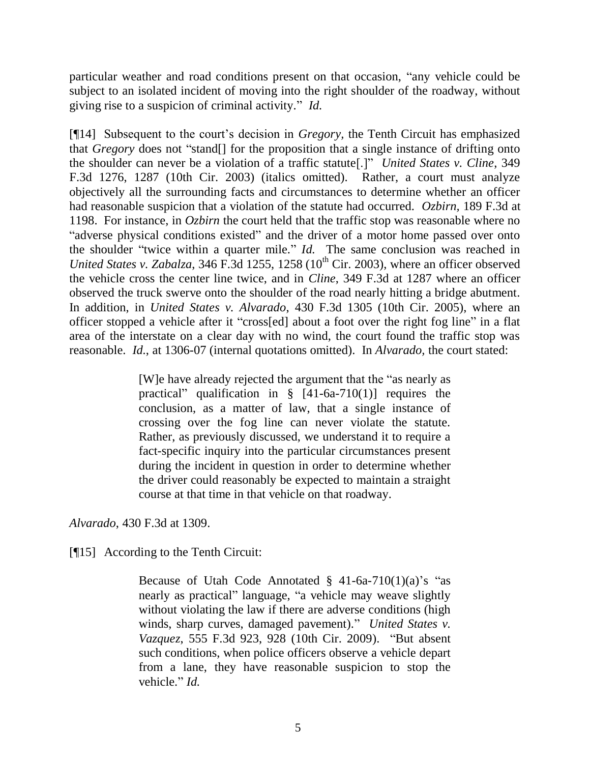particular weather and road conditions present on that occasion, "any vehicle could be subject to an isolated incident of moving into the right shoulder of the roadway, without giving rise to a suspicion of criminal activity." *Id.*

[¶14] Subsequent to the court's decision in *Gregory*, the Tenth Circuit has emphasized that *Gregory* does not "stand[] for the proposition that a single instance of drifting onto the shoulder can never be a violation of a traffic statute[.]" *United States v. Cline*, 349 F.3d 1276, 1287 (10th Cir. 2003) (italics omitted). Rather, a court must analyze objectively all the surrounding facts and circumstances to determine whether an officer had reasonable suspicion that a violation of the statute had occurred. *Ozbirn*, 189 F.3d at 1198. For instance, in *Ozbirn* the court held that the traffic stop was reasonable where no "adverse physical conditions existed" and the driver of a motor home passed over onto the shoulder "twice within a quarter mile." *Id.* The same conclusion was reached in *United States v. Zabalza*, 346 F.3d 1255, 1258 (10th Cir. 2003), where an officer observed the vehicle cross the center line twice, and in *Cline*, 349 F.3d at 1287 where an officer observed the truck swerve onto the shoulder of the road nearly hitting a bridge abutment. In addition, in *United States v. Alvarado*, 430 F.3d 1305 (10th Cir. 2005), where an officer stopped a vehicle after it "cross[ed] about a foot over the right fog line" in a flat area of the interstate on a clear day with no wind, the court found the traffic stop was reasonable. *Id.*, at 1306-07 (internal quotations omitted). In *Alvarado,* the court stated:

> [W]e have already rejected the argument that the "as nearly as practical" qualification in § [41-6a-710(1)] requires the conclusion, as a matter of law, that a single instance of crossing over the fog line can never violate the statute. Rather, as previously discussed, we understand it to require a fact-specific inquiry into the particular circumstances present during the incident in question in order to determine whether the driver could reasonably be expected to maintain a straight course at that time in that vehicle on that roadway.

*Alvarado*, 430 F.3d at 1309.

[¶15] According to the Tenth Circuit:

> Because of Utah Code Annotated § 41-6a-710(1)(a)'s "as nearly as practical" language, "a vehicle may weave slightly without violating the law if there are adverse conditions (high winds, sharp curves, damaged pavement)." *United States v. Vazquez*, 555 F.3d 923, 928 (10th Cir. 2009). "But absent such conditions, when police officers observe a vehicle depart from a lane, they have reasonable suspicion to stop the vehicle." *Id.*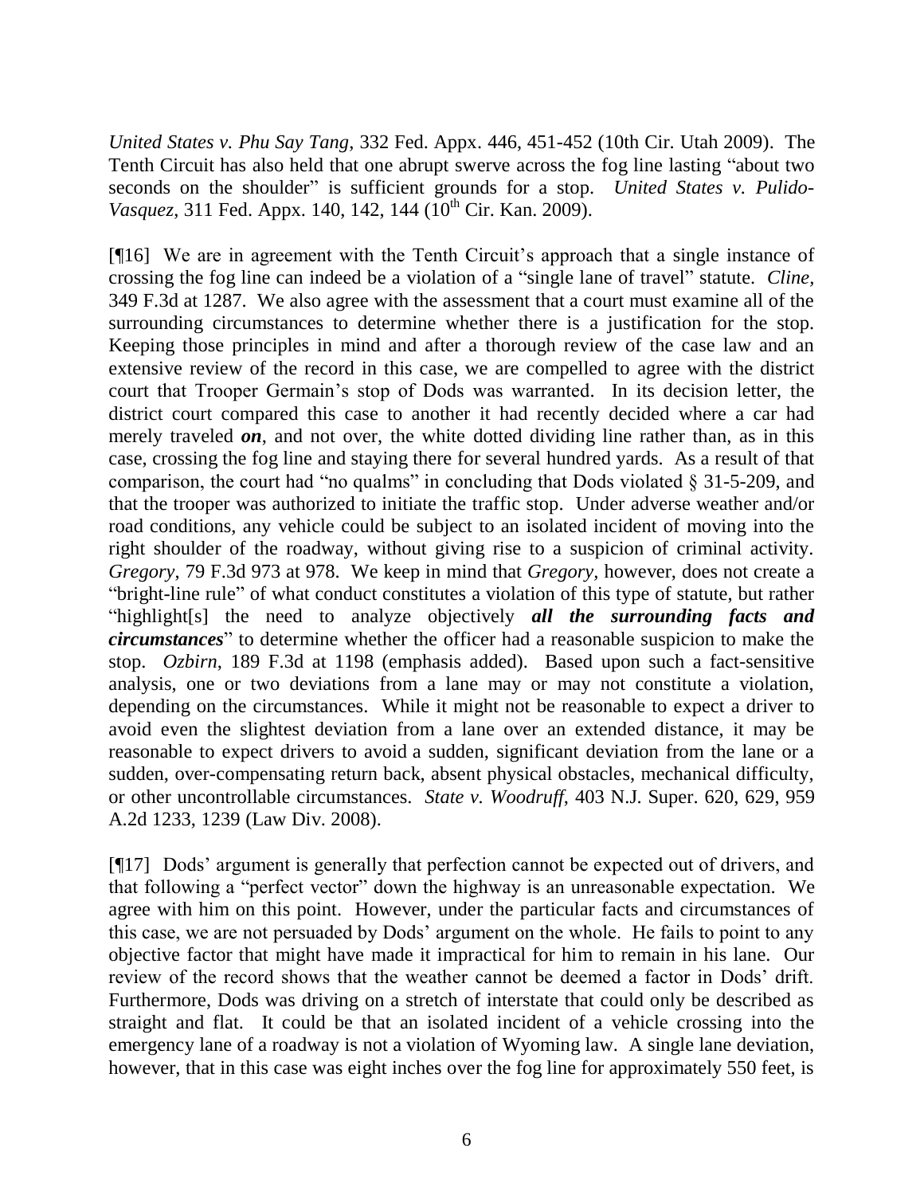*United States v. Phu Say Tang*, 332 Fed. Appx. 446, 451-452 (10th Cir. Utah 2009). The Tenth Circuit has also held that one abrupt swerve across the fog line lasting "about two seconds on the shoulder" is sufficient grounds for a stop. *United States v. Pulido-Vasquez*, 311 Fed. Appx. 140, 142, 144 (10th Cir. Kan. 2009).

[¶16] We are in agreement with the Tenth Circuit's approach that a single instance of crossing the fog line can indeed be a violation of a "single lane of travel" statute. *Cline*, 349 F.3d at 1287. We also agree with the assessment that a court must examine all of the surrounding circumstances to determine whether there is a justification for the stop. Keeping those principles in mind and after a thorough review of the case law and an extensive review of the record in this case, we are compelled to agree with the district court that Trooper Germain's stop of Dods was warranted. In its decision letter, the district court compared this case to another it had recently decided where a car had merely traveled ***on***, and not over, the white dotted dividing line rather than, as in this case, crossing the fog line and staying there for several hundred yards. As a result of that comparison, the court had "no qualms" in concluding that Dods violated § 31-5-209, and that the trooper was authorized to initiate the traffic stop. Under adverse weather and/or road conditions, any vehicle could be subject to an isolated incident of moving into the right shoulder of the roadway, without giving rise to a suspicion of criminal activity. *Gregory*, 79 F.3d 973 at 978. We keep in mind that *Gregory*, however, does not create a "bright-line rule" of what conduct constitutes a violation of this type of statute, but rather "highlight[s] the need to analyze objectively ***all the surrounding facts and circumstances***" to determine whether the officer had a reasonable suspicion to make the stop. *Ozbirn*, 189 F.3d at 1198 (emphasis added). Based upon such a fact-sensitive analysis, one or two deviations from a lane may or may not constitute a violation, depending on the circumstances. While it might not be reasonable to expect a driver to avoid even the slightest deviation from a lane over an extended distance, it may be reasonable to expect drivers to avoid a sudden, significant deviation from the lane or a sudden, over-compensating return back, absent physical obstacles, mechanical difficulty, or other uncontrollable circumstances. *State v. Woodruff*, 403 N.J. Super. 620, 629, 959 A.2d 1233, 1239 (Law Div. 2008).

[¶17] Dods' argument is generally that perfection cannot be expected out of drivers, and that following a "perfect vector" down the highway is an unreasonable expectation. We agree with him on this point. However, under the particular facts and circumstances of this case, we are not persuaded by Dods' argument on the whole. He fails to point to any objective factor that might have made it impractical for him to remain in his lane. Our review of the record shows that the weather cannot be deemed a factor in Dods' drift. Furthermore, Dods was driving on a stretch of interstate that could only be described as straight and flat. It could be that an isolated incident of a vehicle crossing into the emergency lane of a roadway is not a violation of Wyoming law. A single lane deviation, however, that in this case was eight inches over the fog line for approximately 550 feet, is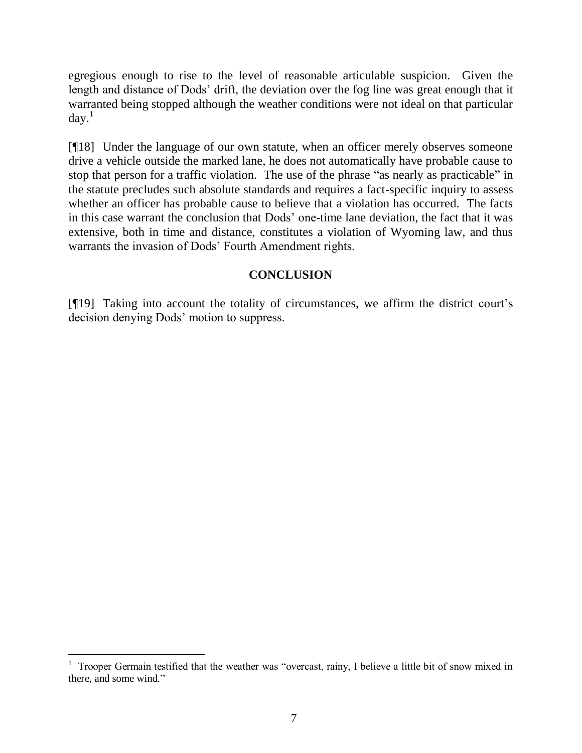egregious enough to rise to the level of reasonable articulable suspicion. Given the length and distance of Dods' drift, the deviation over the fog line was great enough that it warranted being stopped although the weather conditions were not ideal on that particular day.[1]

[¶18] Under the language of our own statute, when an officer merely observes someone drive a vehicle outside the marked lane, he does not automatically have probable cause to stop that person for a traffic violation. The use of the phrase "as nearly as practicable" in the statute precludes such absolute standards and requires a fact-specific inquiry to assess whether an officer has probable cause to believe that a violation has occurred. The facts in this case warrant the conclusion that Dods' one-time lane deviation, the fact that it was extensive, both in time and distance, constitutes a violation of Wyoming law, and thus warrants the invasion of Dods' Fourth Amendment rights.

## CONCLUSION

[¶19] Taking into account the totality of circumstances, we affirm the district court's decision denying Dods' motion to suppress.

---

[1] Trooper Germain testified that the weather was "overcast, rainy, I believe a little bit of snow mixed in there, and some wind."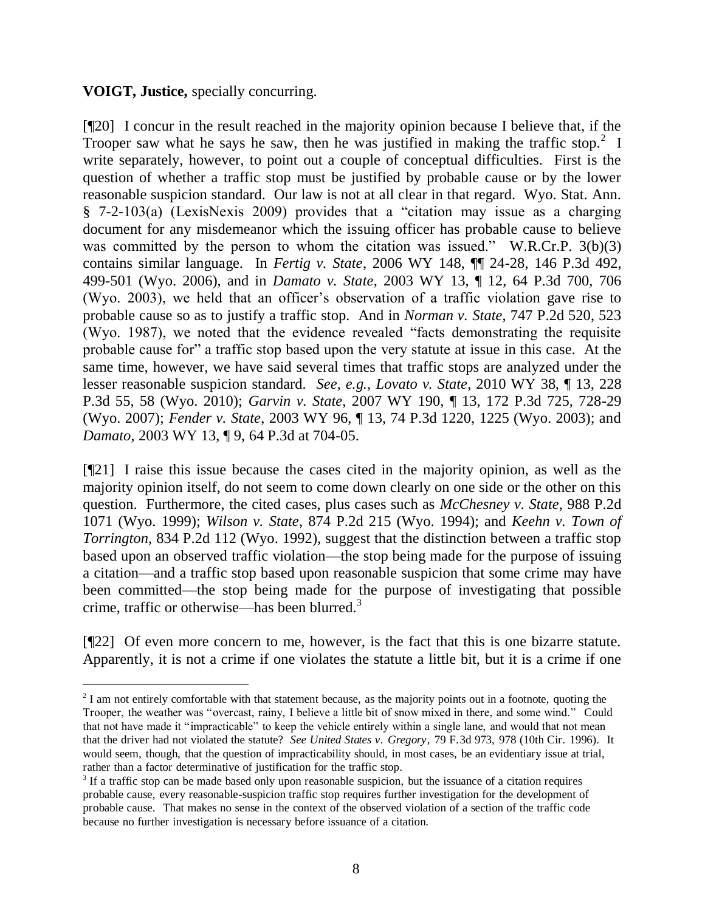**VOIGT, Justice,** specially concurring.

[¶20] I concur in the result reached in the majority opinion because I believe that, if the Trooper saw what he says he saw, then he was justified in making the traffic stop.[2] I write separately, however, to point out a couple of conceptual difficulties. First is the question of whether a traffic stop must be justified by probable cause or by the lower reasonable suspicion standard. Our law is not at all clear in that regard. Wyo. Stat. Ann. § 7-2-103(a) (LexisNexis 2009) provides that a "citation may issue as a charging document for any misdemeanor which the issuing officer has probable cause to believe was committed by the person to whom the citation was issued." W.R.Cr.P. 3(b)(3) contains similar language. In *Fertig v. State*, 2006 WY 148, ¶¶ 24-28, 146 P.3d 492, 499-501 (Wyo. 2006), and in *Damato v. State*, 2003 WY 13, ¶ 12, 64 P.3d 700, 706 (Wyo. 2003), we held that an officer's observation of a traffic violation gave rise to probable cause so as to justify a traffic stop. And in *Norman v. State*, 747 P.2d 520, 523 (Wyo. 1987), we noted that the evidence revealed "facts demonstrating the requisite probable cause for" a traffic stop based upon the very statute at issue in this case. At the same time, however, we have said several times that traffic stops are analyzed under the lesser reasonable suspicion standard. *See, e.g., Lovato v. State*, 2010 WY 38, ¶ 13, 228 P.3d 55, 58 (Wyo. 2010); *Garvin v. State*, 2007 WY 190, ¶ 13, 172 P.3d 725, 728-29 (Wyo. 2007); *Fender v. State*, 2003 WY 96, ¶ 13, 74 P.3d 1220, 1225 (Wyo. 2003); and *Damato*, 2003 WY 13, ¶ 9, 64 P.3d at 704-05.

[¶21] I raise this issue because the cases cited in the majority opinion, as well as the majority opinion itself, do not seem to come down clearly on one side or the other on this question. Furthermore, the cited cases, plus cases such as *McChesney v. State*, 988 P.2d 1071 (Wyo. 1999); *Wilson v. State*, 874 P.2d 215 (Wyo. 1994); and *Keehn v. Town of Torrington*, 834 P.2d 112 (Wyo. 1992), suggest that the distinction between a traffic stop based upon an observed traffic violation—the stop being made for the purpose of issuing a citation—and a traffic stop based upon reasonable suspicion that some crime may have been committed—the stop being made for the purpose of investigating that possible crime, traffic or otherwise—has been blurred.[3]

[¶22] Of even more concern to me, however, is the fact that this is one bizarre statute. Apparently, it is not a crime if one violates the statute a little bit, but it is a crime if one

---

[2] I am not entirely comfortable with that statement because, as the majority points out in a footnote, quoting the Trooper, the weather was "overcast, rainy, I believe a little bit of snow mixed in there, and some wind." Could that not have made it "impracticable" to keep the vehicle entirely within a single lane, and would that not mean that the driver had not violated the statute? *See United States v. Gregory*, 79 F.3d 973, 978 (10th Cir. 1996). It would seem, though, that the question of impracticability should, in most cases, be an evidentiary issue at trial, rather than a factor determinative of justification for the traffic stop.

[3] If a traffic stop can be made based only upon reasonable suspicion, but the issuance of a citation requires probable cause, every reasonable-suspicion traffic stop requires further investigation for the development of probable cause. That makes no sense in the context of the observed violation of a section of the traffic code because no further investigation is necessary before issuance of a citation.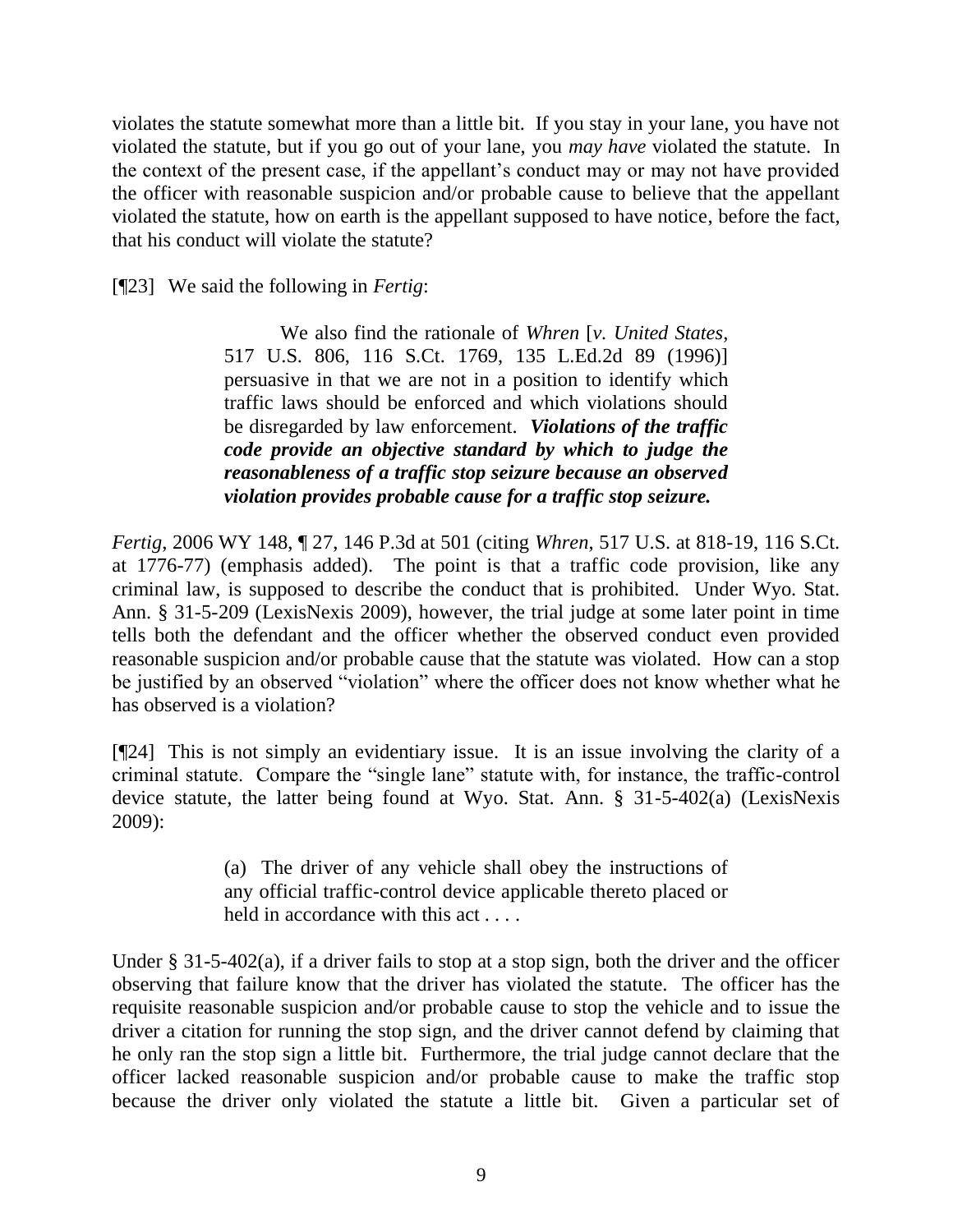violates the statute somewhat more than a little bit. If you stay in your lane, you have not violated the statute, but if you go out of your lane, you *may have* violated the statute. In the context of the present case, if the appellant's conduct may or may not have provided the officer with reasonable suspicion and/or probable cause to believe that the appellant violated the statute, how on earth is the appellant supposed to have notice, before the fact, that his conduct will violate the statute?

[¶23] We said the following in *Fertig*:

> We also find the rationale of *Whren* [*v. United States*, 517 U.S. 806, 116 S.Ct. 1769, 135 L.Ed.2d 89 (1996)] persuasive in that we are not in a position to identify which traffic laws should be enforced and which violations should be disregarded by law enforcement. ***Violations of the traffic code provide an objective standard by which to judge the reasonableness of a traffic stop seizure because an observed violation provides probable cause for a traffic stop seizure.***

*Fertig*, 2006 WY 148, ¶ 27, 146 P.3d at 501 (citing *Whren*, 517 U.S. at 818-19, 116 S.Ct. at 1776-77) (emphasis added). The point is that a traffic code provision, like any criminal law, is supposed to describe the conduct that is prohibited. Under Wyo. Stat. Ann. § 31-5-209 (LexisNexis 2009), however, the trial judge at some later point in time tells both the defendant and the officer whether the observed conduct even provided reasonable suspicion and/or probable cause that the statute was violated. How can a stop be justified by an observed "violation" where the officer does not know whether what he has observed is a violation?

[¶24] This is not simply an evidentiary issue. It is an issue involving the clarity of a criminal statute. Compare the "single lane" statute with, for instance, the traffic-control device statute, the latter being found at Wyo. Stat. Ann. § 31-5-402(a) (LexisNexis 2009):

> (a) The driver of any vehicle shall obey the instructions of any official traffic-control device applicable thereto placed or held in accordance with this act . . . .

Under § 31-5-402(a), if a driver fails to stop at a stop sign, both the driver and the officer observing that failure know that the driver has violated the statute. The officer has the requisite reasonable suspicion and/or probable cause to stop the vehicle and to issue the driver a citation for running the stop sign, and the driver cannot defend by claiming that he only ran the stop sign a little bit. Furthermore, the trial judge cannot declare that the officer lacked reasonable suspicion and/or probable cause to make the traffic stop because the driver only violated the statute a little bit. Given a particular set of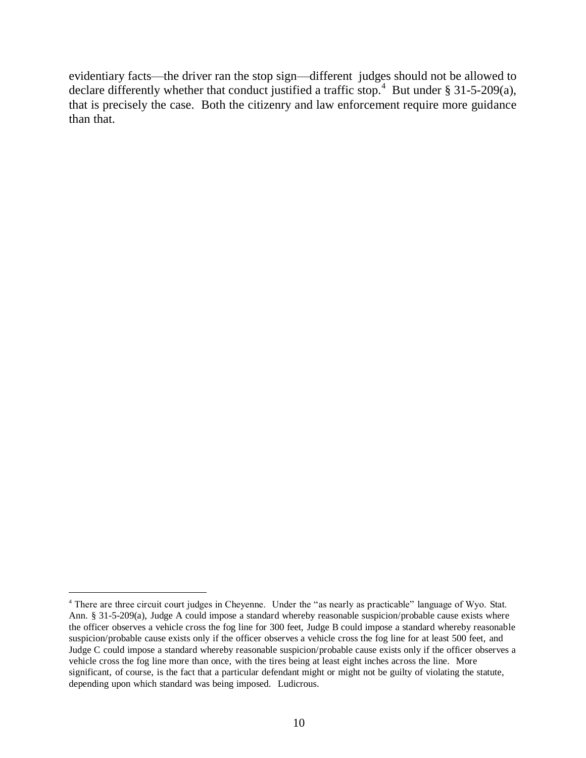evidentiary facts—the driver ran the stop sign—different judges should not be allowed to declare differently whether that conduct justified a traffic stop.[4] But under § 31-5-209(a), that is precisely the case. Both the citizenry and law enforcement require more guidance than that.

---

[4] There are three circuit court judges in Cheyenne. Under the "as nearly as practicable" language of Wyo. Stat. Ann. § 31-5-209(a), Judge A could impose a standard whereby reasonable suspicion/probable cause exists where the officer observes a vehicle cross the fog line for 300 feet, Judge B could impose a standard whereby reasonable suspicion/probable cause exists only if the officer observes a vehicle cross the fog line for at least 500 feet, and Judge C could impose a standard whereby reasonable suspicion/probable cause exists only if the officer observes a vehicle cross the fog line more than once, with the tires being at least eight inches across the line. More significant, of course, is the fact that a particular defendant might or might not be guilty of violating the statute, depending upon which standard was being imposed. Ludicrous.